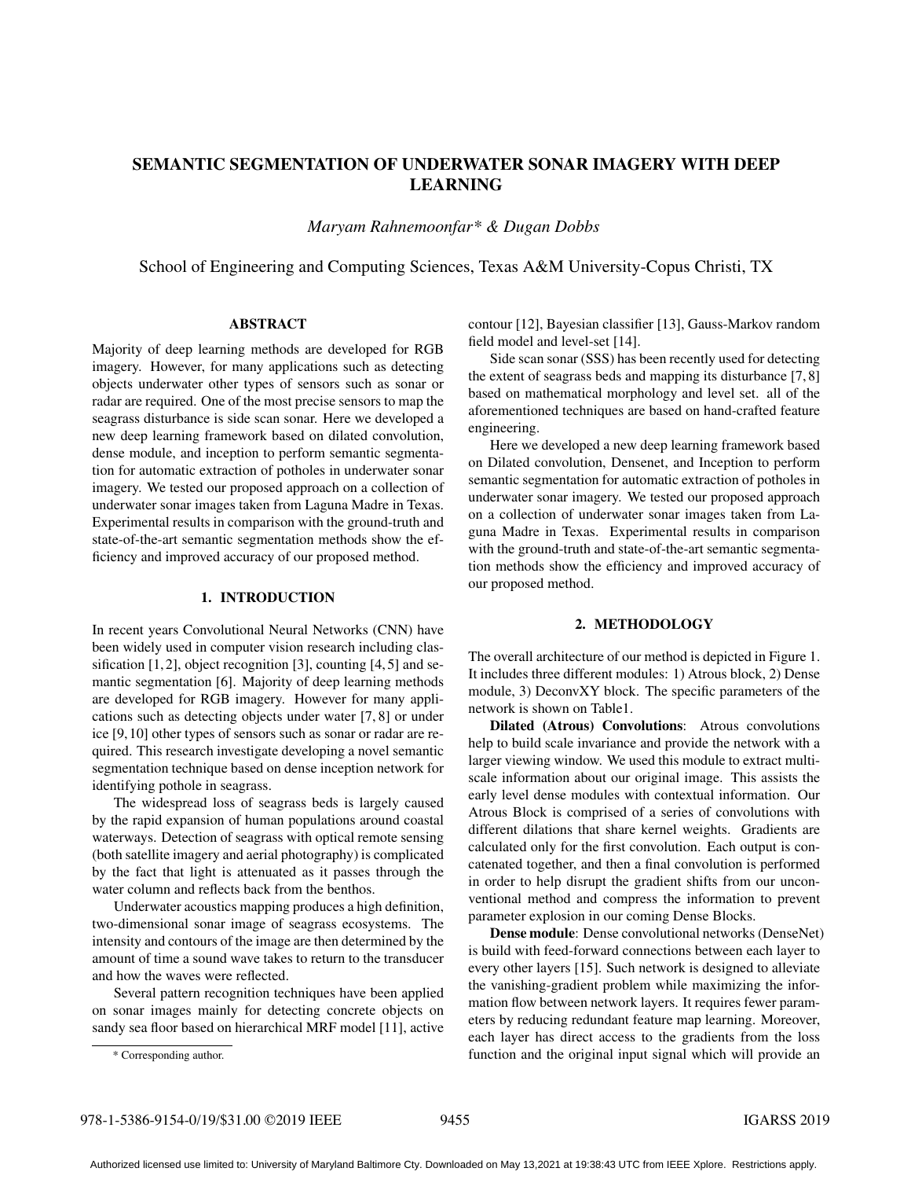# SEMANTIC SEGMENTATION OF UNDERWATER SONAR IMAGERY WITH DEEP LEARNING

*Maryam Rahnemoonfar* & Dugan Dobbs*

School of Engineering and Computing Sciences, Texas A&M University-Copus Christi, TX

## ABSTRACT

Majority of deep learning methods are developed for RGB imagery. However, for many applications such as detecting objects underwater other types of sensors such as sonar or radar are required. One of the most precise sensors to map the seagrass disturbance is side scan sonar. Here we developed a new deep learning framework based on dilated convolution, dense module, and inception to perform semantic segmentation for automatic extraction of potholes in underwater sonar imagery. We tested our proposed approach on a collection of underwater sonar images taken from Laguna Madre in Texas. Experimental results in comparison with the ground-truth and state-of-the-art semantic segmentation methods show the efficiency and improved accuracy of our proposed method.

## 1. INTRODUCTION

In recent years Convolutional Neural Networks (CNN) have been widely used in computer vision research including classification [1, 2], object recognition [3], counting [4, 5] and semantic segmentation [6]. Majority of deep learning methods are developed for RGB imagery. However for many applications such as detecting objects under water [7, 8] or under ice [9, 10] other types of sensors such as sonar or radar are required. This research investigate developing a novel semantic segmentation technique based on dense inception network for identifying pothole in seagrass.

The widespread loss of seagrass beds is largely caused by the rapid expansion of human populations around coastal waterways. Detection of seagrass with optical remote sensing (both satellite imagery and aerial photography) is complicated by the fact that light is attenuated as it passes through the water column and reflects back from the benthos.

Underwater acoustics mapping produces a high definition, two-dimensional sonar image of seagrass ecosystems. The intensity and contours of the image are then determined by the amount of time a sound wave takes to return to the transducer and how the waves were reflected.

Several pattern recognition techniques have been applied on sonar images mainly for detecting concrete objects on sandy sea floor based on hierarchical MRF model [11], active contour [12], Bayesian classifier [13], Gauss-Markov random field model and level-set [14].

Side scan sonar (SSS) has been recently used for detecting the extent of seagrass beds and mapping its disturbance [7, 8] based on mathematical morphology and level set. all of the aforementioned techniques are based on hand-crafted feature engineering.

Here we developed a new deep learning framework based on Dilated convolution, Densenet, and Inception to perform semantic segmentation for automatic extraction of potholes in underwater sonar imagery. We tested our proposed approach on a collection of underwater sonar images taken from Laguna Madre in Texas. Experimental results in comparison with the ground-truth and state-of-the-art semantic segmentation methods show the efficiency and improved accuracy of our proposed method.

## 2. METHODOLOGY

The overall architecture of our method is depicted in Figure 1. It includes three different modules: 1) Atrous block, 2) Dense module, 3) DeconvXY block. The specific parameters of the network is shown on Table1.

**Dilated (Atrous) Convolutions**: Atrous convolutions help to build scale invariance and provide the network with a larger viewing window. We used this module to extract multi-scale information about our original image. This assists the early level dense modules with contextual information. Our Atrous Block is comprised of a series of convolutions with different dilations that share kernel weights. Gradients are calculated only for the first convolution. Each output is concatenated together, and then a final convolution is performed in order to help disrupt the gradient shifts from our unconventional method and compress the information to prevent parameter explosion in our coming Dense Blocks.

**Dense module**: Dense convolutional networks (DenseNet) is build with feed-forward connections between each layer to every other layers [15]. Such network is designed to alleviate the vanishing-gradient problem while maximizing the information flow between network layers. It requires fewer parameters by reducing redundant feature map learning. Moreover, each layer has direct access to the gradients from the loss function and the original input signal which will provide an

\* Corresponding author.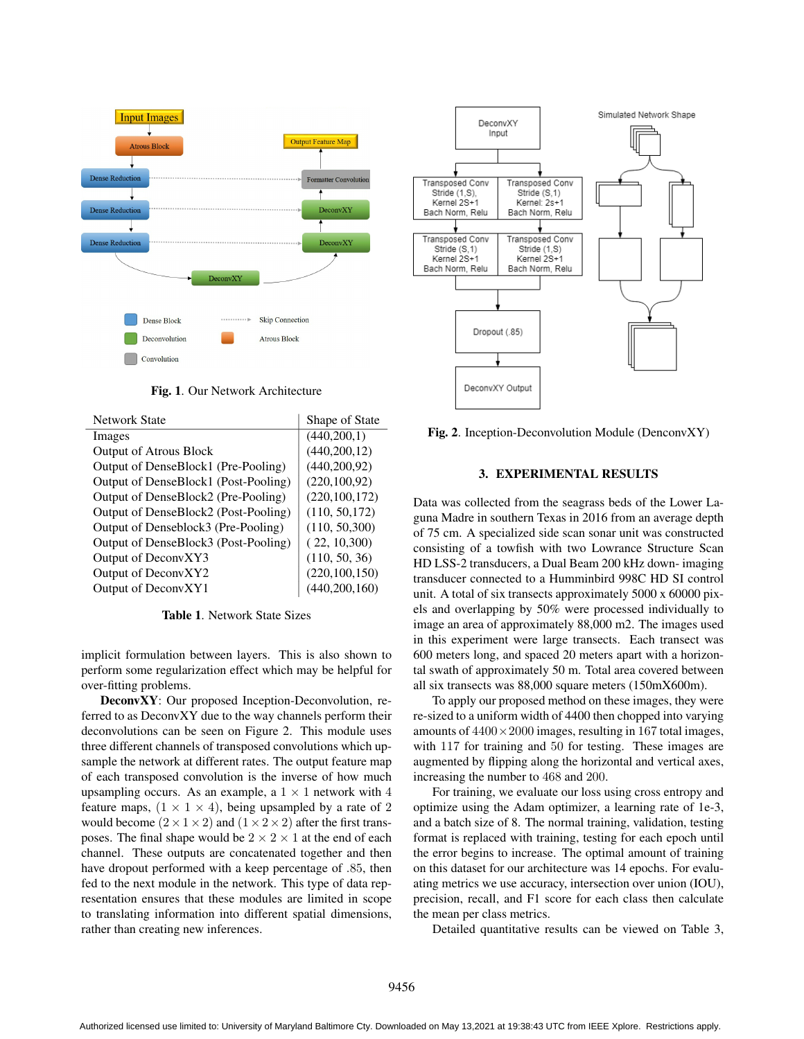**Fig. 1**. Our Network Architecture

| Network State | Shape of State |
|---|---|
| Images | (440,200,1) |
| Output of Atrous Block | (440,200,12) |
| Output of DenseBlock1 (Pre-Pooling) | (440,200,92) |
| Output of DenseBlock1 (Post-Pooling) | (220,100,92) |
| Output of DenseBlock2 (Pre-Pooling) | (220,100,172) |
| Output of DenseBlock2 (Post-Pooling) | (110, 50,172) |
| Output of Denseblock3 (Pre-Pooling) | (110, 50,300) |
| Output of DenseBlock3 (Post-Pooling) | ( 22, 10,300) |
| Output of DeconvXY3 | (110, 50, 36) |
| Output of DeconvXY2 | (220,100,150) |
| Output of DeconvXY1 | (440,200,160) |

**Table 1**. Network State Sizes

implicit formulation between layers. This is also shown to perform some regularization effect which may be helpful for over-fitting problems.

**DeconvXY**: Our proposed Inception-Deconvolution, referred to as DeconvXY due to the way channels perform their deconvolutions can be seen on Figure 2. This module uses three different channels of transposed convolutions which upsample the network at different rates. The output feature map of each transposed convolution is the inverse of how much upsampling occurs. As an example, a $1 \times 1$ network with 4 feature maps, $(1 \times 1 \times 4)$, being upsampled by a rate of 2 would become $(2 \times 1 \times 2)$ and $(1 \times 2 \times 2)$ after the first transposes. The final shape would be $2 \times 2 \times 1$ at the end of each channel. These outputs are concatenated together and then have dropout performed with a keep percentage of .85, then fed to the next module in the network. This type of data representation ensures that these modules are limited in scope to translating information into different spatial dimensions, rather than creating new inferences.

**Fig. 2**. Inception-Deconvolution Module (DenconvXY)

## 3. EXPERIMENTAL RESULTS

Data was collected from the seagrass beds of the Lower Laguna Madre in southern Texas in 2016 from an average depth of 75 cm. A specialized side scan sonar unit was constructed consisting of a towfish with two Lowrance Structure Scan HD LSS-2 transducers, a Dual Beam 200 kHz down- imaging transducer connected to a Humminbird 998C HD SI control unit. A total of six transects approximately 5000 x 60000 pixels and overlapping by 50% were processed individually to image an area of approximately 88,000 m2. The images used in this experiment were large transects. Each transect was 600 meters long, and spaced 20 meters apart with a horizontal swath of approximately 50 m. Total area covered between all six transects was 88,000 square meters (150mX600m).

To apply our proposed method on these images, they were re-sized to a uniform width of 4400 then chopped into varying amounts of $4400 \times 2000$ images, resulting in 167 total images, with 117 for training and 50 for testing. These images are augmented by flipping along the horizontal and vertical axes, increasing the number to 468 and 200.

For training, we evaluate our loss using cross entropy and optimize using the Adam optimizer, a learning rate of 1e-3, and a batch size of 8. The normal training, validation, testing format is replaced with training, testing for each epoch until the error begins to increase. The optimal amount of training on this dataset for our architecture was 14 epochs. For evaluating metrics we use accuracy, intersection over union (IOU), precision, recall, and F1 score for each class then calculate the mean per class metrics.

Detailed quantitative results can be viewed on Table 3,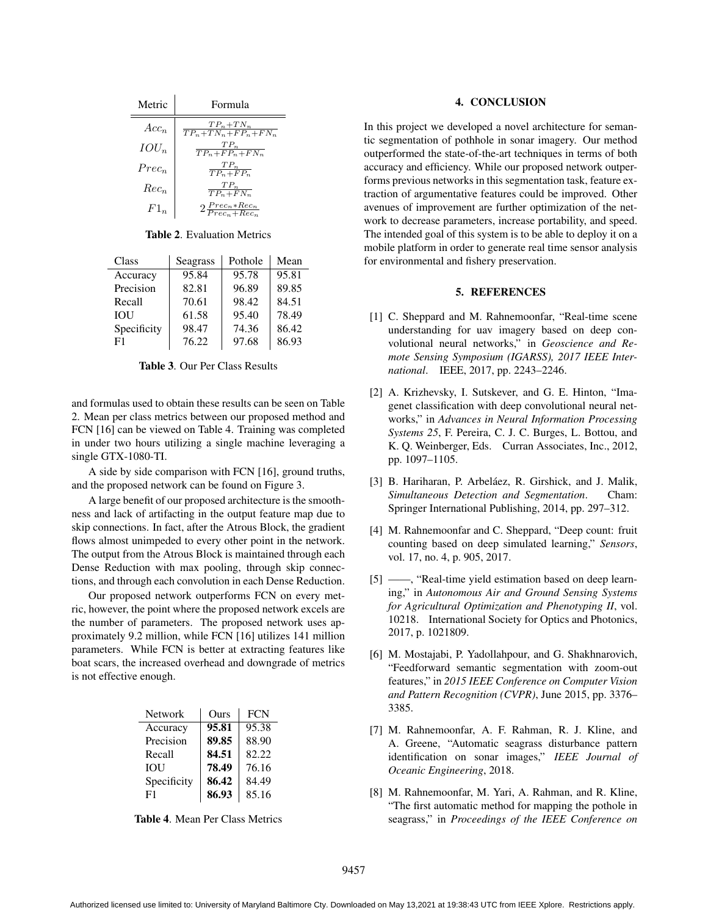| Metric | Formula |
|---|---|
| $Acc_n$ | $\frac{TP_n+TN_n}{TP_n+TN_n+FP_n+FN_n}$ |
| $IOU_n$ | $\frac{TP_n}{TP_n+FP_n+FN_n}$ |
| $Prec_n$ | $\frac{TP_n}{TP_n+FP_n}$ |
| $Rec_n$ | $\frac{TP_n}{TP_n+FN_n}$ |
| $F1_n$ | $2\frac{Prec_n*Rec_n}{Prec_n+Rec_n}$ |

**Table 2**. Evaluation Metrics

| Class | Seagrass | Pothole | Mean |
|---|---|---|---|
| Accuracy | 95.84 | 95.78 | 95.81 |
| Precision | 82.81 | 96.89 | 89.85 |
| Recall | 70.61 | 98.42 | 84.51 |
| IOU | 61.58 | 95.40 | 78.49 |
| Specificity | 98.47 | 74.36 | 86.42 |
| F1 | 76.22 | 97.68 | 86.93 |

**Table 3**. Our Per Class Results

and formulas used to obtain these results can be seen on Table 2. Mean per class metrics between our proposed method and FCN [16] can be viewed on Table 4. Training was completed in under two hours utilizing a single machine leveraging a single GTX-1080-TI.

A side by side comparison with FCN [16], ground truths, and the proposed network can be found on Figure 3.

A large benefit of our proposed architecture is the smoothness and lack of artifacting in the output feature map due to skip connections. In fact, after the Atrous Block, the gradient flows almost unimpeded to every other point in the network. The output from the Atrous Block is maintained through each Dense Reduction with max pooling, through skip connections, and through each convolution in each Dense Reduction.

Our proposed network outperforms FCN on every metric, however, the point where the proposed network excels are the number of parameters. The proposed network uses approximately 9.2 million, while FCN [16] utilizes 141 million parameters. While FCN is better at extracting features like boat scars, the increased overhead and downgrade of metrics is not effective enough.

| Network | Ours | FCN |
|---|---|---|
| Accuracy | **95.81** | 95.38 |
| Precision | **89.85** | 88.90 |
| Recall | **84.51** | 82.22 |
| IOU | **78.49** | 76.16 |
| Specificity | **86.42** | 84.49 |
| F1 | **86.93** | 85.16 |

**Table 4**. Mean Per Class Metrics

## 4. CONCLUSION

In this project we developed a novel architecture for semantic segmentation of pothhole in sonar imagery. Our method outperformed the state-of-the-art techniques in terms of both accuracy and efficiency. While our proposed network outperforms previous networks in this segmentation task, feature extraction of argumentative features could be improved. Other avenues of improvement are further optimization of the network to decrease parameters, increase portability, and speed. The intended goal of this system is to be able to deploy it on a mobile platform in order to generate real time sensor analysis for environmental and fishery preservation.

## 5. REFERENCES

[1] C. Sheppard and M. Rahnemoonfar, "Real-time scene understanding for uav imagery based on deep convolutional neural networks," in *Geoscience and Remote Sensing Symposium (IGARSS), 2017 IEEE International*. IEEE, 2017, pp. 2243–2246.

[2] A. Krizhevsky, I. Sutskever, and G. E. Hinton, "Imagenet classification with deep convolutional neural networks," in *Advances in Neural Information Processing Systems 25*, F. Pereira, C. J. C. Burges, L. Bottou, and K. Q. Weinberger, Eds. Curran Associates, Inc., 2012, pp. 1097–1105.

[3] B. Hariharan, P. Arbeláez, R. Girshick, and J. Malik, *Simultaneous Detection and Segmentation*. Cham: Springer International Publishing, 2014, pp. 297–312.

[4] M. Rahnemoonfar and C. Sheppard, "Deep count: fruit counting based on deep simulated learning," *Sensors*, vol. 17, no. 4, p. 905, 2017.

[5] ——, "Real-time yield estimation based on deep learning," in *Autonomous Air and Ground Sensing Systems for Agricultural Optimization and Phenotyping II*, vol. 10218. International Society for Optics and Photonics, 2017, p. 1021809.

[6] M. Mostajabi, P. Yadollahpour, and G. Shakhnarovich, "Feedforward semantic segmentation with zoom-out features," in *2015 IEEE Conference on Computer Vision and Pattern Recognition (CVPR)*, June 2015, pp. 3376–3385.

[7] M. Rahnemoonfar, A. F. Rahman, R. J. Kline, and A. Greene, "Automatic seagrass disturbance pattern identification on sonar images," *IEEE Journal of Oceanic Engineering*, 2018.

[8] M. Rahnemoonfar, M. Yari, A. Rahman, and R. Kline, "The first automatic method for mapping the pothole in seagrass," in *Proceedings of the IEEE Conference on*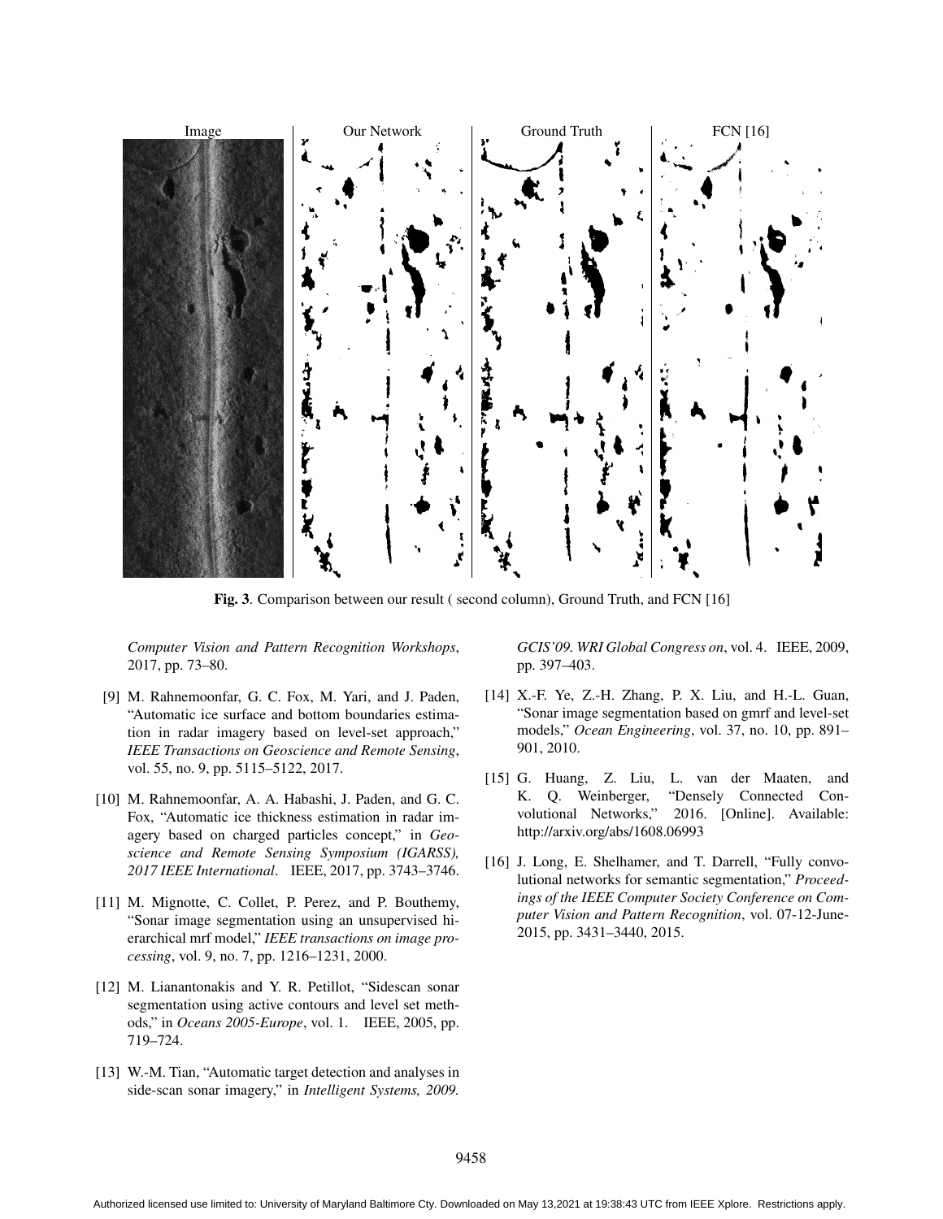Image | Our Network | Ground Truth | FCN [16]

**Fig. 3**. Comparison between our result ( second column), Ground Truth, and FCN [16]

*Computer Vision and Pattern Recognition Workshops*, 2017, pp. 73–80.

[9] M. Rahnemoonfar, G. C. Fox, M. Yari, and J. Paden, "Automatic ice surface and bottom boundaries estimation in radar imagery based on level-set approach," *IEEE Transactions on Geoscience and Remote Sensing*, vol. 55, no. 9, pp. 5115–5122, 2017.

[10] M. Rahnemoonfar, A. A. Habashi, J. Paden, and G. C. Fox, "Automatic ice thickness estimation in radar imagery based on charged particles concept," in *Geoscience and Remote Sensing Symposium (IGARSS), 2017 IEEE International*. IEEE, 2017, pp. 3743–3746.

[11] M. Mignotte, C. Collet, P. Perez, and P. Bouthemy, "Sonar image segmentation using an unsupervised hierarchical mrf model," *IEEE transactions on image processing*, vol. 9, no. 7, pp. 1216–1231, 2000.

[12] M. Lianantonakis and Y. R. Petillot, "Sidescan sonar segmentation using active contours and level set methods," in *Oceans 2005-Europe*, vol. 1. IEEE, 2005, pp. 719–724.

[13] W.-M. Tian, "Automatic target detection and analyses in side-scan sonar imagery," in *Intelligent Systems, 2009. GCIS'09. WRI Global Congress on*, vol. 4. IEEE, 2009, pp. 397–403.

[14] X.-F. Ye, Z.-H. Zhang, P. X. Liu, and H.-L. Guan, "Sonar image segmentation based on gmrf and level-set models," *Ocean Engineering*, vol. 37, no. 10, pp. 891–901, 2010.

[15] G. Huang, Z. Liu, L. van der Maaten, and K. Q. Weinberger, "Densely Connected Convolutional Networks," 2016. [Online]. Available: http://arxiv.org/abs/1608.06993

[16] J. Long, E. Shelhamer, and T. Darrell, "Fully convolutional networks for semantic segmentation," *Proceedings of the IEEE Computer Society Conference on Computer Vision and Pattern Recognition*, vol. 07-12-June-2015, pp. 3431–3440, 2015.